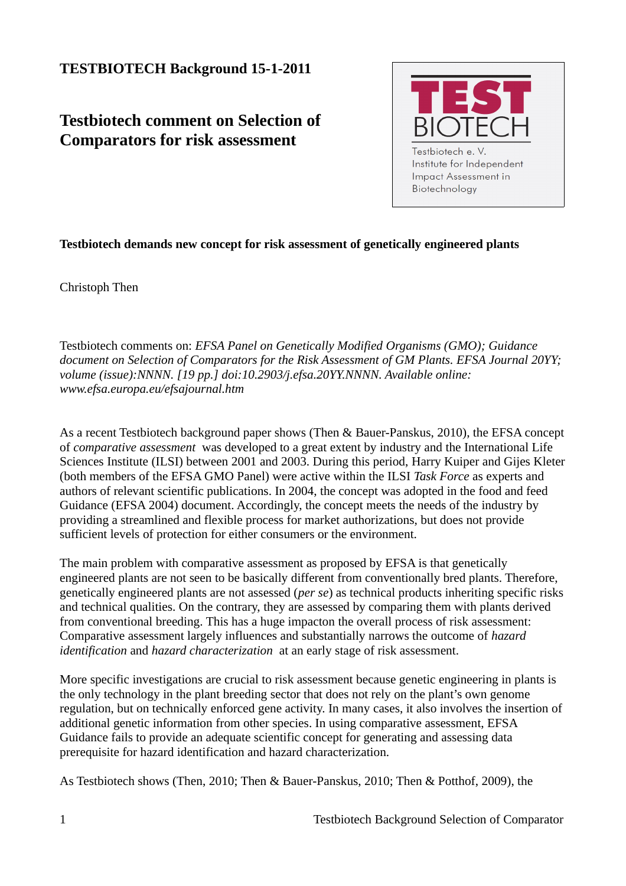**TESTBIOTECH Background 15-1-2011**

# Testbiotech comment on Selection of Comparators for risk assessment

TEST BIOTECH
Testbiotech e. V.
Institute for Independent Impact Assessment in Biotechnology

**Testbiotech demands new concept for risk assessment of genetically engineered plants**

Christoph Then

Testbiotech comments on: *EFSA Panel on Genetically Modified Organisms (GMO); Guidance document on Selection of Comparators for the Risk Assessment of GM Plants. EFSA Journal 20YY; volume (issue):NNNN. [19 pp.] doi:10.2903/j.efsa.20YY.NNNN. Available online: www.efsa.europa.eu/efsajournal.htm*

As a recent Testbiotech background paper shows (Then & Bauer-Panskus, 2010), the EFSA concept of *comparative assessment* was developed to a great extent by industry and the International Life Sciences Institute (ILSI) between 2001 and 2003. During this period, Harry Kuiper and Gijes Kleter (both members of the EFSA GMO Panel) were active within the ILSI *Task Force* as experts and authors of relevant scientific publications. In 2004, the concept was adopted in the food and feed Guidance (EFSA 2004) document. Accordingly, the concept meets the needs of the industry by providing a streamlined and flexible process for market authorizations, but does not provide sufficient levels of protection for either consumers or the environment.

The main problem with comparative assessment as proposed by EFSA is that genetically engineered plants are not seen to be basically different from conventionally bred plants. Therefore, genetically engineered plants are not assessed (*per se*) as technical products inheriting specific risks and technical qualities. On the contrary, they are assessed by comparing them with plants derived from conventional breeding. This has a huge impacton the overall process of risk assessment: Comparative assessment largely influences and substantially narrows the outcome of *hazard identification* and *hazard characterization* at an early stage of risk assessment.

More specific investigations are crucial to risk assessment because genetic engineering in plants is the only technology in the plant breeding sector that does not rely on the plant's own genome regulation, but on technically enforced gene activity. In many cases, it also involves the insertion of additional genetic information from other species. In using comparative assessment, EFSA Guidance fails to provide an adequate scientific concept for generating and assessing data prerequisite for hazard identification and hazard characterization.

As Testbiotech shows (Then, 2010; Then & Bauer-Panskus, 2010; Then & Potthof, 2009), the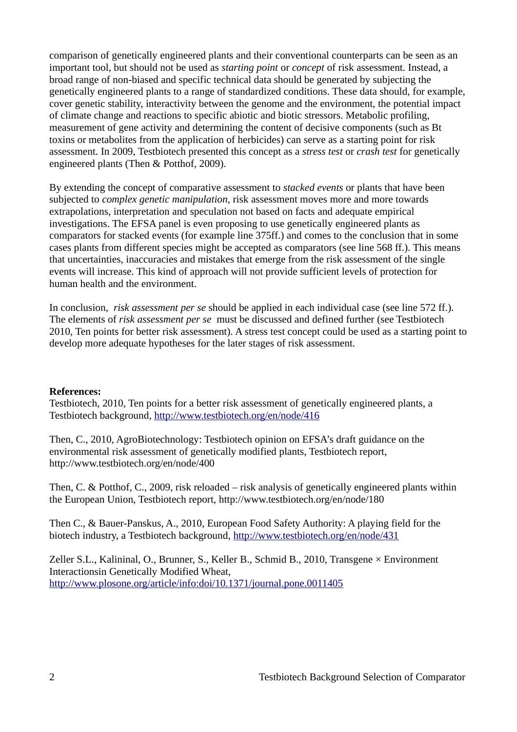comparison of genetically engineered plants and their conventional counterparts can be seen as an important tool, but should not be used as *starting point* or *concept* of risk assessment. Instead, a broad range of non-biased and specific technical data should be generated by subjecting the genetically engineered plants to a range of standardized conditions. These data should, for example, cover genetic stability, interactivity between the genome and the environment, the potential impact of climate change and reactions to specific abiotic and biotic stressors. Metabolic profiling, measurement of gene activity and determining the content of decisive components (such as Bt toxins or metabolites from the application of herbicides) can serve as a starting point for risk assessment. In 2009, Testbiotech presented this concept as a *stress test* or *crash test* for genetically engineered plants (Then & Potthof, 2009).

By extending the concept of comparative assessment to *stacked events* or plants that have been subjected to *complex genetic manipulation*, risk assessment moves more and more towards extrapolations, interpretation and speculation not based on facts and adequate empirical investigations. The EFSA panel is even proposing to use genetically engineered plants as comparators for stacked events (for example line 375ff.) and comes to the conclusion that in some cases plants from different species might be accepted as comparators (see line 568 ff.). This means that uncertainties, inaccuracies and mistakes that emerge from the risk assessment of the single events will increase. This kind of approach will not provide sufficient levels of protection for human health and the environment.

In conclusion, *risk assessment per se* should be applied in each individual case (see line 572 ff.). The elements of *risk assessment per se* must be discussed and defined further (see Testbiotech 2010, Ten points for better risk assessment). A stress test concept could be used as a starting point to develop more adequate hypotheses for the later stages of risk assessment.

**References:**

Testbiotech, 2010, Ten points for a better risk assessment of genetically engineered plants, a Testbiotech background, http://www.testbiotech.org/en/node/416

Then, C., 2010, AgroBiotechnology: Testbiotech opinion on EFSA's draft guidance on the environmental risk assessment of genetically modified plants, Testbiotech report, http://www.testbiotech.org/en/node/400

Then, C. & Potthof, C., 2009, risk reloaded – risk analysis of genetically engineered plants within the European Union, Testbiotech report, http://www.testbiotech.org/en/node/180

Then C., & Bauer-Panskus, A., 2010, European Food Safety Authority: A playing field for the biotech industry, a Testbiotech background, http://www.testbiotech.org/en/node/431

Zeller S.L., Kalininal, O., Brunner, S., Keller B., Schmid B., 2010, Transgene × Environment Interactionsin Genetically Modified Wheat, http://www.plosone.org/article/info:doi/10.1371/journal.pone.0011405